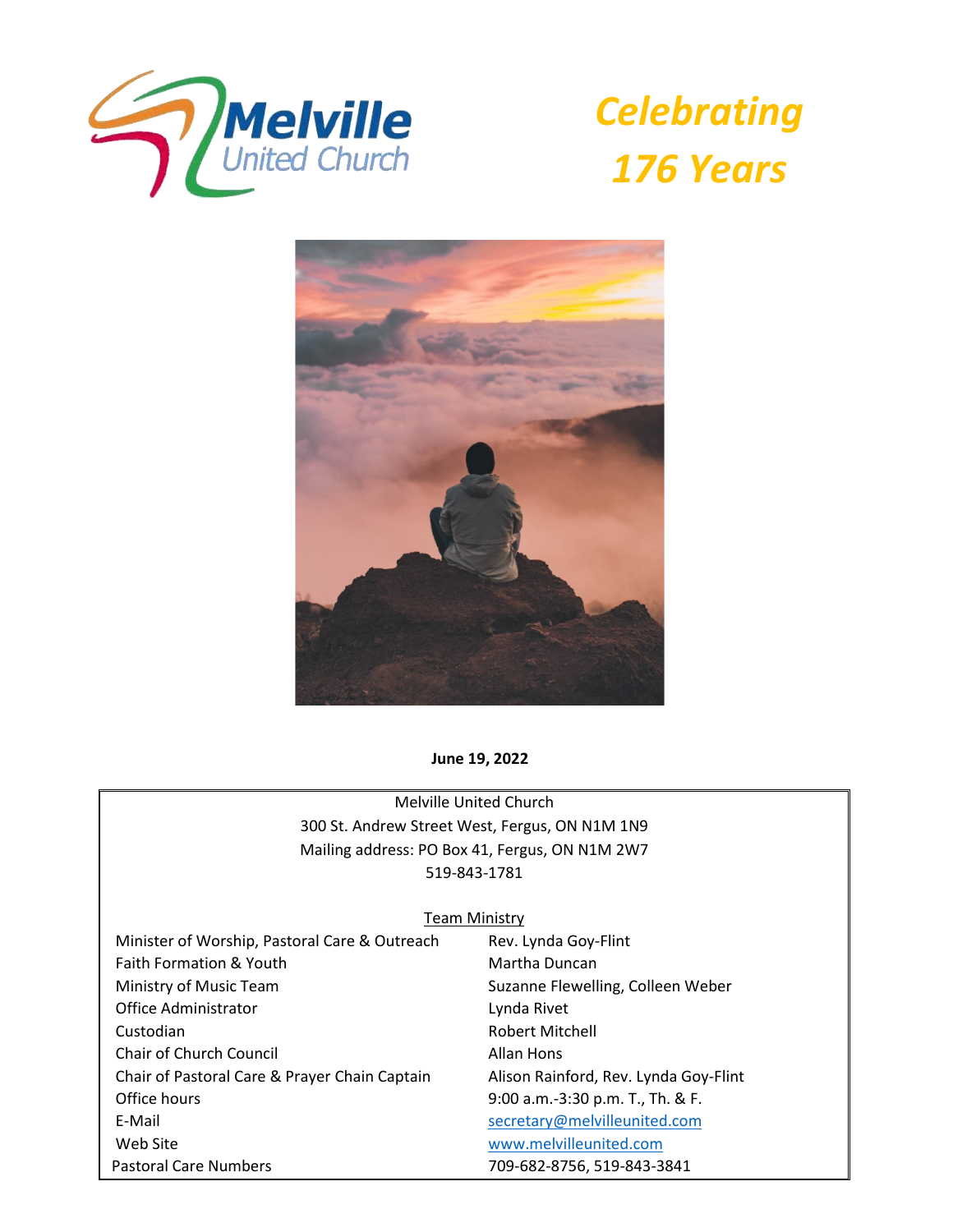# Melville United Church

## *Celebrating 176 Years*

**June 19, 2022**

Melville United Church
300 St. Andrew Street West, Fergus, ON N1M 1N9
Mailing address: PO Box 41, Fergus, ON N1M 2W7
519-843-1781

Team Ministry

| | |
|---|---|
| Minister of Worship, Pastoral Care & Outreach | Rev. Lynda Goy-Flint |
| Faith Formation & Youth | Martha Duncan |
| Ministry of Music Team | Suzanne Flewelling, Colleen Weber |
| Office Administrator | Lynda Rivet |
| Custodian | Robert Mitchell |
| Chair of Church Council | Allan Hons |
| Chair of Pastoral Care & Prayer Chain Captain | Alison Rainford, Rev. Lynda Goy-Flint |
| Office hours | 9:00 a.m.-3:30 p.m. T., Th. & F. |
| E-Mail | secretary@melvilleunited.com |
| Web Site | www.melvilleunited.com |
| Pastoral Care Numbers | 709-682-8756, 519-843-3841 |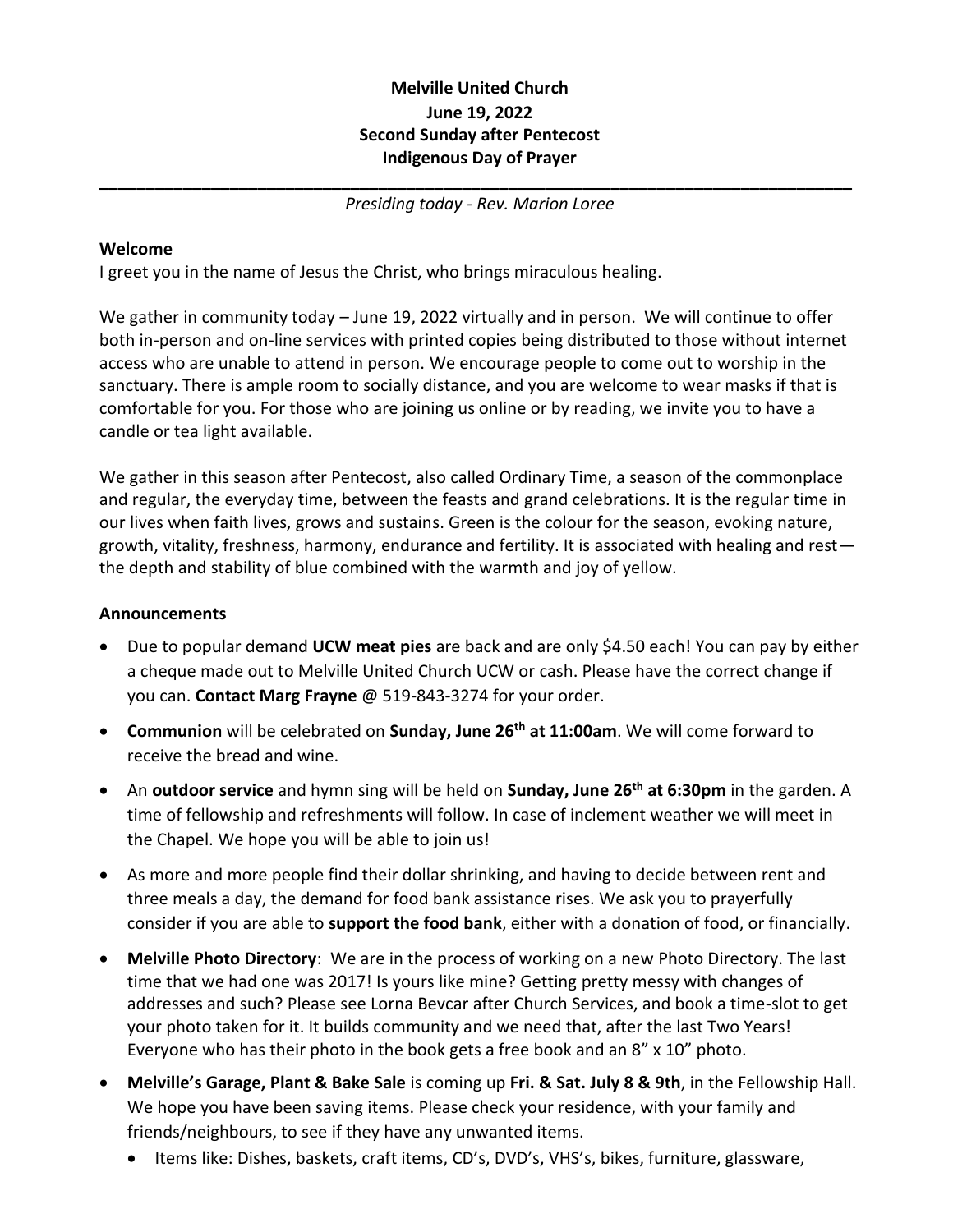**Melville United Church**
**June 19, 2022**
**Second Sunday after Pentecost**
**Indigenous Day of Prayer**

---

*Presiding today - Rev. Marion Loree*

**Welcome**

I greet you in the name of Jesus the Christ, who brings miraculous healing.

We gather in community today – June 19, 2022 virtually and in person. We will continue to offer both in-person and on-line services with printed copies being distributed to those without internet access who are unable to attend in person. We encourage people to come out to worship in the sanctuary. There is ample room to socially distance, and you are welcome to wear masks if that is comfortable for you. For those who are joining us online or by reading, we invite you to have a candle or tea light available.

We gather in this season after Pentecost, also called Ordinary Time, a season of the commonplace and regular, the everyday time, between the feasts and grand celebrations. It is the regular time in our lives when faith lives, grows and sustains. Green is the colour for the season, evoking nature, growth, vitality, freshness, harmony, endurance and fertility. It is associated with healing and rest—the depth and stability of blue combined with the warmth and joy of yellow.

**Announcements**

- Due to popular demand **UCW meat pies** are back and are only $4.50 each! You can pay by either a cheque made out to Melville United Church UCW or cash. Please have the correct change if you can. **Contact Marg Frayne** @ 519-843-3274 for your order.
- **Communion** will be celebrated on **Sunday, June 26th at 11:00am**. We will come forward to receive the bread and wine.
- An **outdoor service** and hymn sing will be held on **Sunday, June 26th at 6:30pm** in the garden. A time of fellowship and refreshments will follow. In case of inclement weather we will meet in the Chapel. We hope you will be able to join us!
- As more and more people find their dollar shrinking, and having to decide between rent and three meals a day, the demand for food bank assistance rises. We ask you to prayerfully consider if you are able to **support the food bank**, either with a donation of food, or financially.
- **Melville Photo Directory**: We are in the process of working on a new Photo Directory. The last time that we had one was 2017! Is yours like mine? Getting pretty messy with changes of addresses and such? Please see Lorna Bevcar after Church Services, and book a time-slot to get your photo taken for it. It builds community and we need that, after the last Two Years! Everyone who has their photo in the book gets a free book and an 8" x 10" photo.
- **Melville's Garage, Plant & Bake Sale** is coming up **Fri. & Sat. July 8 & 9th**, in the Fellowship Hall. We hope you have been saving items. Please check your residence, with your family and friends/neighbours, to see if they have any unwanted items.
  - Items like: Dishes, baskets, craft items, CD's, DVD's, VHS's, bikes, furniture, glassware,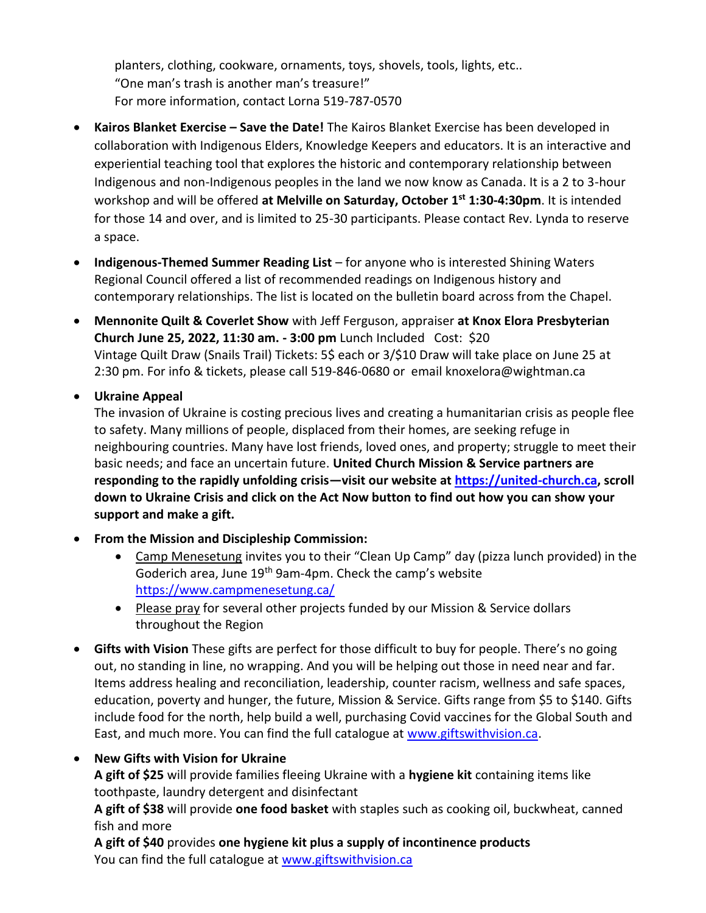planters, clothing, cookware, ornaments, toys, shovels, tools, lights, etc..
"One man's trash is another man's treasure!"
For more information, contact Lorna 519-787-0570

- **Kairos Blanket Exercise – Save the Date!** The Kairos Blanket Exercise has been developed in collaboration with Indigenous Elders, Knowledge Keepers and educators. It is an interactive and experiential teaching tool that explores the historic and contemporary relationship between Indigenous and non-Indigenous peoples in the land we now know as Canada. It is a 2 to 3-hour workshop and will be offered **at Melville on Saturday, October 1st 1:30-4:30pm**. It is intended for those 14 and over, and is limited to 25-30 participants. Please contact Rev. Lynda to reserve a space.

- **Indigenous-Themed Summer Reading List** – for anyone who is interested Shining Waters Regional Council offered a list of recommended readings on Indigenous history and contemporary relationships. The list is located on the bulletin board across from the Chapel.

- **Mennonite Quilt & Coverlet Show** with Jeff Ferguson, appraiser **at Knox Elora Presbyterian Church June 25, 2022, 11:30 am. - 3:00 pm** Lunch Included   Cost:  $20
  Vintage Quilt Draw (Snails Trail) Tickets: 5$ each or 3/$10 Draw will take place on June 25 at 2:30 pm. For info & tickets, please call 519-846-0680 or  email knoxelora@wightman.ca

- **Ukraine Appeal**
  The invasion of Ukraine is costing precious lives and creating a humanitarian crisis as people flee to safety. Many millions of people, displaced from their homes, are seeking refuge in neighbouring countries. Many have lost friends, loved ones, and property; struggle to meet their basic needs; and face an uncertain future. **United Church Mission & Service partners are responding to the rapidly unfolding crisis—visit our website at [https://united-church.ca](https://united-church.ca), scroll down to Ukraine Crisis and click on the Act Now button to find out how you can show your support and make a gift.**

- **From the Mission and Discipleship Commission:**
  - Camp Menesetung invites you to their "Clean Up Camp" day (pizza lunch provided) in the Goderich area, June 19th 9am-4pm. Check the camp's website [https://www.campmenesetung.ca/](https://www.campmenesetung.ca/)
  - Please pray for several other projects funded by our Mission & Service dollars throughout the Region

- **Gifts with Vision** These gifts are perfect for those difficult to buy for people. There's no going out, no standing in line, no wrapping. And you will be helping out those in need near and far. Items address healing and reconciliation, leadership, counter racism, wellness and safe spaces, education, poverty and hunger, the future, Mission & Service. Gifts range from $5 to $140. Gifts include food for the north, help build a well, purchasing Covid vaccines for the Global South and East, and much more. You can find the full catalogue at [www.giftswithvision.ca](www.giftswithvision.ca).

- **New Gifts with Vision for Ukraine**
  **A gift of $25** will provide families fleeing Ukraine with a **hygiene kit** containing items like toothpaste, laundry detergent and disinfectant
  **A gift of $38** will provide **one food basket** with staples such as cooking oil, buckwheat, canned fish and more
  **A gift of $40** provides **one hygiene kit plus a supply of incontinence products**
  You can find the full catalogue at [www.giftswithvision.ca](www.giftswithvision.ca)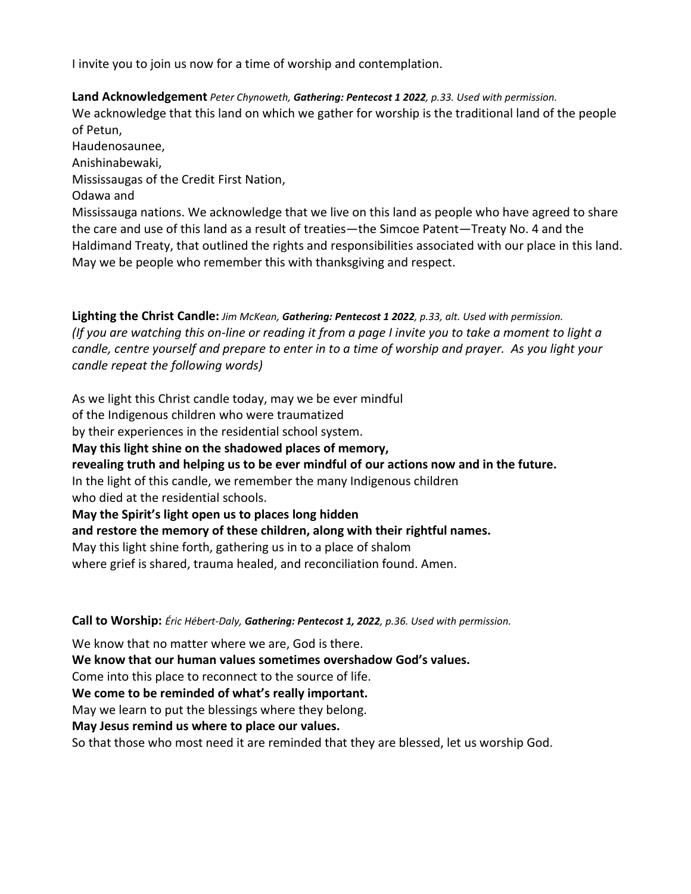I invite you to join us now for a time of worship and contemplation.

**Land Acknowledgement** *Peter Chynoweth, **Gathering: Pentecost 1 2022**, p.33. Used with permission.*

We acknowledge that this land on which we gather for worship is the traditional land of the people of Petun,
Haudenosaunee,
Anishinabewaki,
Mississaugas of the Credit First Nation,
Odawa and
Mississauga nations. We acknowledge that we live on this land as people who have agreed to share the care and use of this land as a result of treaties—the Simcoe Patent—Treaty No. 4 and the Haldimand Treaty, that outlined the rights and responsibilities associated with our place in this land. May we be people who remember this with thanksgiving and respect.

**Lighting the Christ Candle:** *Jim McKean, **Gathering: Pentecost 1 2022**, p.33, alt. Used with permission.*

*(If you are watching this on-line or reading it from a page I invite you to take a moment to light a candle, centre yourself and prepare to enter in to a time of worship and prayer. As you light your candle repeat the following words)*

As we light this Christ candle today, may we be ever mindful
of the Indigenous children who were traumatized
by their experiences in the residential school system.
**May this light shine on the shadowed places of memory,**
**revealing truth and helping us to be ever mindful of our actions now and in the future.**
In the light of this candle, we remember the many Indigenous children
who died at the residential schools.
**May the Spirit's light open us to places long hidden**
**and restore the memory of these children, along with their rightful names.**
May this light shine forth, gathering us in to a place of shalom
where grief is shared, trauma healed, and reconciliation found. Amen.

**Call to Worship:** *Éric Hébert-Daly, **Gathering: Pentecost 1, 2022**, p.36. Used with permission.*

We know that no matter where we are, God is there.
**We know that our human values sometimes overshadow God's values.**
Come into this place to reconnect to the source of life.
**We come to be reminded of what's really important.**
May we learn to put the blessings where they belong.
**May Jesus remind us where to place our values.**
So that those who most need it are reminded that they are blessed, let us worship God.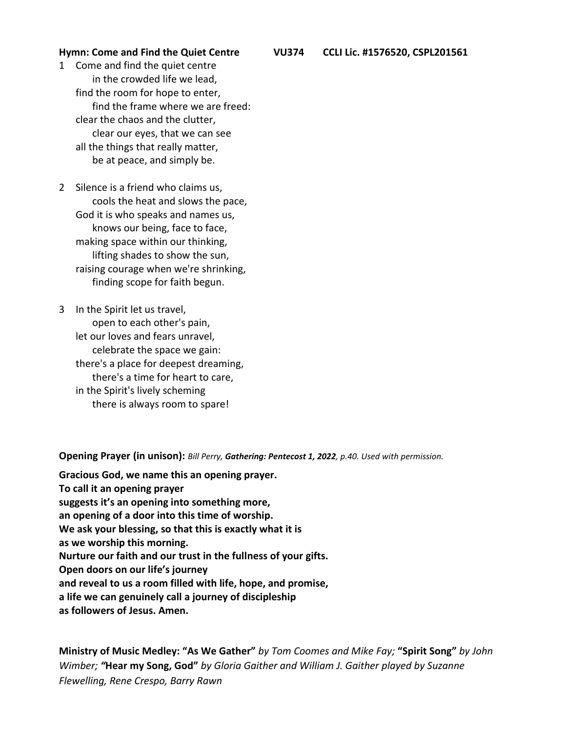**Hymn: Come and Find the Quiet Centre VU374 CCLI Lic. #1576520, CSPL201561**

1 Come and find the quiet centre
  in the crowded life we lead,
 find the room for hope to enter,
  find the frame where we are freed:
 clear the chaos and the clutter,
  clear our eyes, that we can see
 all the things that really matter,
  be at peace, and simply be.

2 Silence is a friend who claims us,
  cools the heat and slows the pace,
 God it is who speaks and names us,
  knows our being, face to face,
 making space within our thinking,
  lifting shades to show the sun,
 raising courage when we're shrinking,
  finding scope for faith begun.

3 In the Spirit let us travel,
  open to each other's pain,
 let our loves and fears unravel,
  celebrate the space we gain:
 there's a place for deepest dreaming,
  there's a time for heart to care,
 in the Spirit's lively scheming
  there is always room to spare!

**Opening Prayer (in unison):** *Bill Perry, **Gathering: Pentecost 1, 2022**, p.40. Used with permission.*

**Gracious God, we name this an opening prayer.**  
**To call it an opening prayer**  
**suggests it's an opening into something more,**  
**an opening of a door into this time of worship.**  
**We ask your blessing, so that this is exactly what it is**  
**as we worship this morning.**  
**Nurture our faith and our trust in the fullness of your gifts.**  
**Open doors on our life's journey**  
**and reveal to us a room filled with life, hope, and promise,**  
**a life we can genuinely call a journey of discipleship**  
**as followers of Jesus. Amen.**

**Ministry of Music Medley: "As We Gather"** *by Tom Coomes and Mike Fay;* **"Spirit Song"** *by John Wimber;* **"Hear my Song, God"** *by Gloria Gaither and William J. Gaither played by Suzanne Flewelling, Rene Crespo, Barry Rawn*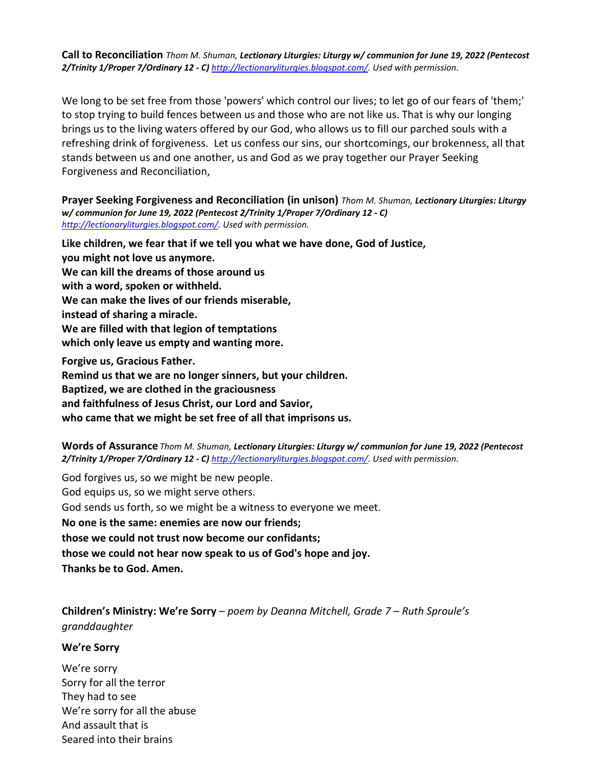**Call to Reconciliation** *Thom M. Shuman, **Lectionary Liturgies: Liturgy w/ communion for June 19, 2022 (Pentecost 2/Trinity 1/Proper 7/Ordinary 12 - C)** http://lectionaryliturgies.blogspot.com/. Used with permission.*

We long to be set free from those 'powers' which control our lives; to let go of our fears of 'them;' to stop trying to build fences between us and those who are not like us. That is why our longing brings us to the living waters offered by our God, who allows us to fill our parched souls with a refreshing drink of forgiveness. Let us confess our sins, our shortcomings, our brokenness, all that stands between us and one another, us and God as we pray together our Prayer Seeking Forgiveness and Reconciliation,

**Prayer Seeking Forgiveness and Reconciliation (in unison)** *Thom M. Shuman, **Lectionary Liturgies: Liturgy w/ communion for June 19, 2022 (Pentecost 2/Trinity 1/Proper 7/Ordinary 12 - C)** http://lectionaryliturgies.blogspot.com/. Used with permission.*

**Like children, we fear that if we tell you what we have done, God of Justice,**
**you might not love us anymore.**
**We can kill the dreams of those around us**
**with a word, spoken or withheld.**
**We can make the lives of our friends miserable,**
**instead of sharing a miracle.**
**We are filled with that legion of temptations**
**which only leave us empty and wanting more.**

**Forgive us, Gracious Father.**
**Remind us that we are no longer sinners, but your children.**
**Baptized, we are clothed in the graciousness**
**and faithfulness of Jesus Christ, our Lord and Savior,**
**who came that we might be set free of all that imprisons us.**

**Words of Assurance** *Thom M. Shuman, **Lectionary Liturgies: Liturgy w/ communion for June 19, 2022 (Pentecost 2/Trinity 1/Proper 7/Ordinary 12 - C)** http://lectionaryliturgies.blogspot.com/. Used with permission.*

God forgives us, so we might be new people.
God equips us, so we might serve others.
God sends us forth, so we might be a witness to everyone we meet.
**No one is the same: enemies are now our friends;**
**those we could not trust now become our confidants;**
**those we could not hear now speak to us of God's hope and joy.**
**Thanks be to God. Amen.**

**Children's Ministry: We're Sorry** – *poem by Deanna Mitchell, Grade 7 – Ruth Sproule's granddaughter*

**We're Sorry**

We're sorry
Sorry for all the terror
They had to see
We're sorry for all the abuse
And assault that is
Seared into their brains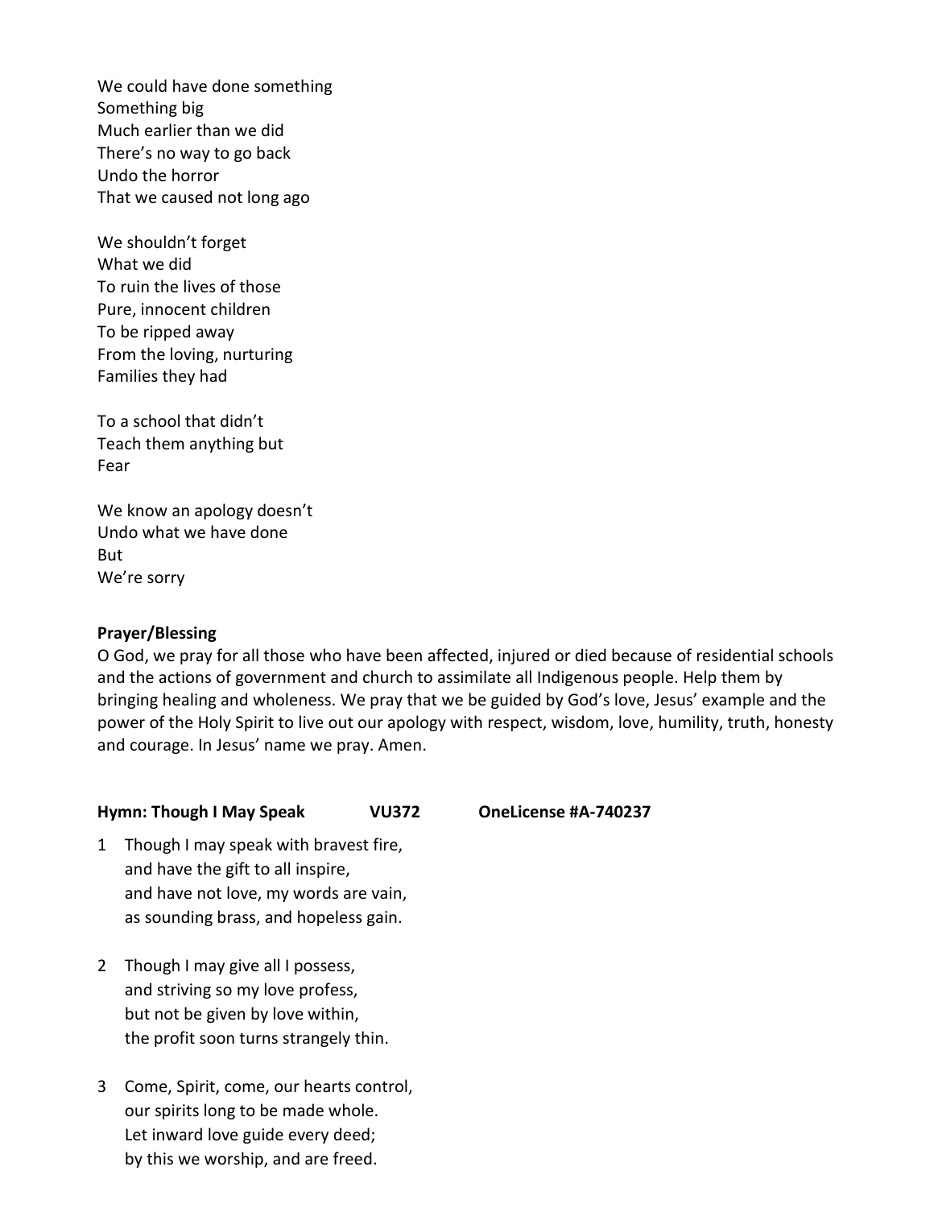We could have done something  
Something big  
Much earlier than we did  
There's no way to go back  
Undo the horror  
That we caused not long ago

We shouldn't forget  
What we did  
To ruin the lives of those  
Pure, innocent children  
To be ripped away  
From the loving, nurturing  
Families they had

To a school that didn't  
Teach them anything but  
Fear

We know an apology doesn't  
Undo what we have done  
But  
We're sorry

**Prayer/Blessing**

O God, we pray for all those who have been affected, injured or died because of residential schools and the actions of government and church to assimilate all Indigenous people. Help them by bringing healing and wholeness. We pray that we be guided by God's love, Jesus' example and the power of the Holy Spirit to live out our apology with respect, wisdom, love, humility, truth, honesty and courage. In Jesus' name we pray. Amen.

**Hymn: Though I May Speak VU372 OneLicense #A-740237**

1 Though I may speak with bravest fire,  
and have the gift to all inspire,  
and have not love, my words are vain,  
as sounding brass, and hopeless gain.

2 Though I may give all I possess,  
and striving so my love profess,  
but not be given by love within,  
the profit soon turns strangely thin.

3 Come, Spirit, come, our hearts control,  
our spirits long to be made whole.  
Let inward love guide every deed;  
by this we worship, and are freed.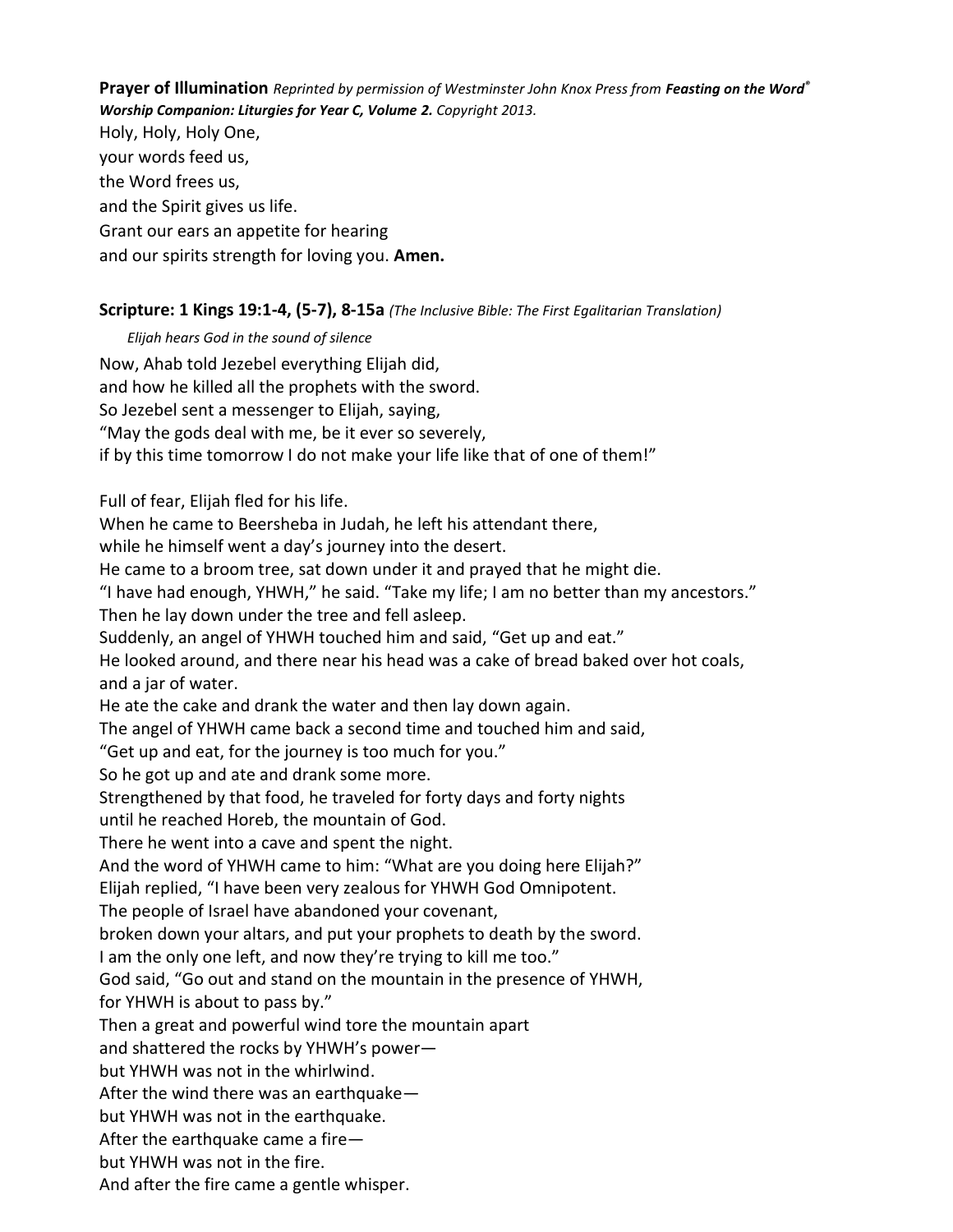**Prayer of Illumination** *Reprinted by permission of Westminster John Knox Press from **Feasting on the Word®** **Worship Companion: Liturgies for Year C, Volume 2.** Copyright 2013.*

Holy, Holy, Holy One,  
your words feed us,  
the Word frees us,  
and the Spirit gives us life.  
Grant our ears an appetite for hearing  
and our spirits strength for loving you. **Amen.**

**Scripture: 1 Kings 19:1-4, (5-7), 8-15a** *(The Inclusive Bible: The First Egalitarian Translation)*

*Elijah hears God in the sound of silence*

Now, Ahab told Jezebel everything Elijah did,  
and how he killed all the prophets with the sword.  
So Jezebel sent a messenger to Elijah, saying,  
"May the gods deal with me, be it ever so severely,  
if by this time tomorrow I do not make your life like that of one of them!"

Full of fear, Elijah fled for his life.  
When he came to Beersheba in Judah, he left his attendant there,  
while he himself went a day's journey into the desert.  
He came to a broom tree, sat down under it and prayed that he might die.  
"I have had enough, YHWH," he said. "Take my life; I am no better than my ancestors."  
Then he lay down under the tree and fell asleep.  
Suddenly, an angel of YHWH touched him and said, "Get up and eat."  
He looked around, and there near his head was a cake of bread baked over hot coals,  
and a jar of water.  
He ate the cake and drank the water and then lay down again.  
The angel of YHWH came back a second time and touched him and said,  
"Get up and eat, for the journey is too much for you."  
So he got up and ate and drank some more.  
Strengthened by that food, he traveled for forty days and forty nights  
until he reached Horeb, the mountain of God.  
There he went into a cave and spent the night.  
And the word of YHWH came to him: "What are you doing here Elijah?"  
Elijah replied, "I have been very zealous for YHWH God Omnipotent.  
The people of Israel have abandoned your covenant,  
broken down your altars, and put your prophets to death by the sword.  
I am the only one left, and now they're trying to kill me too."  
God said, "Go out and stand on the mountain in the presence of YHWH,  
for YHWH is about to pass by."  
Then a great and powerful wind tore the mountain apart  
and shattered the rocks by YHWH's power—  
but YHWH was not in the whirlwind.  
After the wind there was an earthquake—  
but YHWH was not in the earthquake.  
After the earthquake came a fire—  
but YHWH was not in the fire.  
And after the fire came a gentle whisper.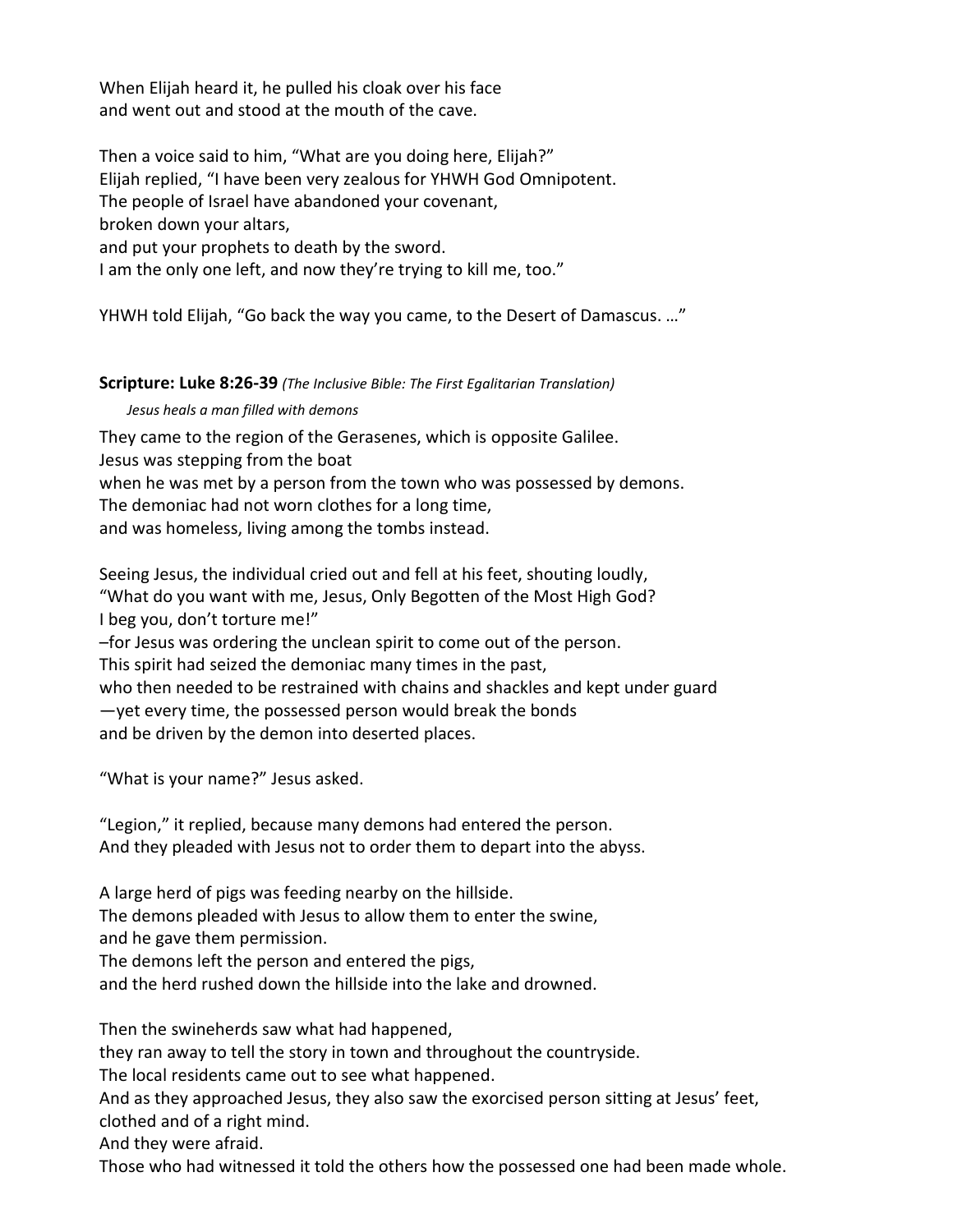When Elijah heard it, he pulled his cloak over his face
and went out and stood at the mouth of the cave.

Then a voice said to him, “What are you doing here, Elijah?”
Elijah replied, “I have been very zealous for YHWH God Omnipotent.
The people of Israel have abandoned your covenant,
broken down your altars,
and put your prophets to death by the sword.
I am the only one left, and now they’re trying to kill me, too.”

YHWH told Elijah, “Go back the way you came, to the Desert of Damascus. …”

**Scripture: Luke 8:26-39** *(The Inclusive Bible: The First Egalitarian Translation)*

*Jesus heals a man filled with demons*

They came to the region of the Gerasenes, which is opposite Galilee.
Jesus was stepping from the boat
when he was met by a person from the town who was possessed by demons.
The demoniac had not worn clothes for a long time,
and was homeless, living among the tombs instead.

Seeing Jesus, the individual cried out and fell at his feet, shouting loudly,
“What do you want with me, Jesus, Only Begotten of the Most High God?
I beg you, don’t torture me!”
–for Jesus was ordering the unclean spirit to come out of the person.
This spirit had seized the demoniac many times in the past,
who then needed to be restrained with chains and shackles and kept under guard
—yet every time, the possessed person would break the bonds
and be driven by the demon into deserted places.

“What is your name?” Jesus asked.

“Legion,” it replied, because many demons had entered the person.
And they pleaded with Jesus not to order them to depart into the abyss.

A large herd of pigs was feeding nearby on the hillside.
The demons pleaded with Jesus to allow them to enter the swine,
and he gave them permission.
The demons left the person and entered the pigs,
and the herd rushed down the hillside into the lake and drowned.

Then the swineherds saw what had happened,
they ran away to tell the story in town and throughout the countryside.
The local residents came out to see what happened.
And as they approached Jesus, they also saw the exorcised person sitting at Jesus’ feet,
clothed and of a right mind.
And they were afraid.
Those who had witnessed it told the others how the possessed one had been made whole.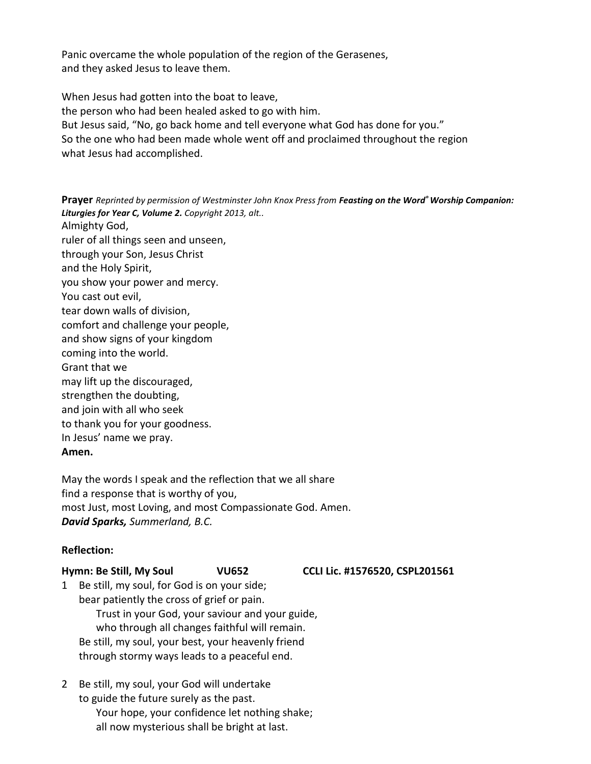Panic overcame the whole population of the region of the Gerasenes,
and they asked Jesus to leave them.

When Jesus had gotten into the boat to leave,
the person who had been healed asked to go with him.
But Jesus said, “No, go back home and tell everyone what God has done for you.”
So the one who had been made whole went off and proclaimed throughout the region
what Jesus had accomplished.

**Prayer** *Reprinted by permission of Westminster John Knox Press from* ***Feasting on the Word® Worship Companion: Liturgies for Year C, Volume 2.*** *Copyright 2013, alt..*

Almighty God,
ruler of all things seen and unseen,
through your Son, Jesus Christ
and the Holy Spirit,
you show your power and mercy.
You cast out evil,
tear down walls of division,
comfort and challenge your people,
and show signs of your kingdom
coming into the world.
Grant that we
may lift up the discouraged,
strengthen the doubting,
and join with all who seek
to thank you for your goodness.
In Jesus’ name we pray.
**Amen.**

May the words I speak and the reflection that we all share
find a response that is worthy of you,
most Just, most Loving, and most Compassionate God. Amen.
***David Sparks,*** *Summerland, B.C.*

**Reflection:**

**Hymn: Be Still, My Soul VU652 CCLI Lic. #1576520, CSPL201561**

1 Be still, my soul, for God is on your side;
bear patiently the cross of grief or pain.
Trust in your God, your saviour and your guide,
who through all changes faithful will remain.
Be still, my soul, your best, your heavenly friend
through stormy ways leads to a peaceful end.

2 Be still, my soul, your God will undertake
to guide the future surely as the past.
Your hope, your confidence let nothing shake;
all now mysterious shall be bright at last.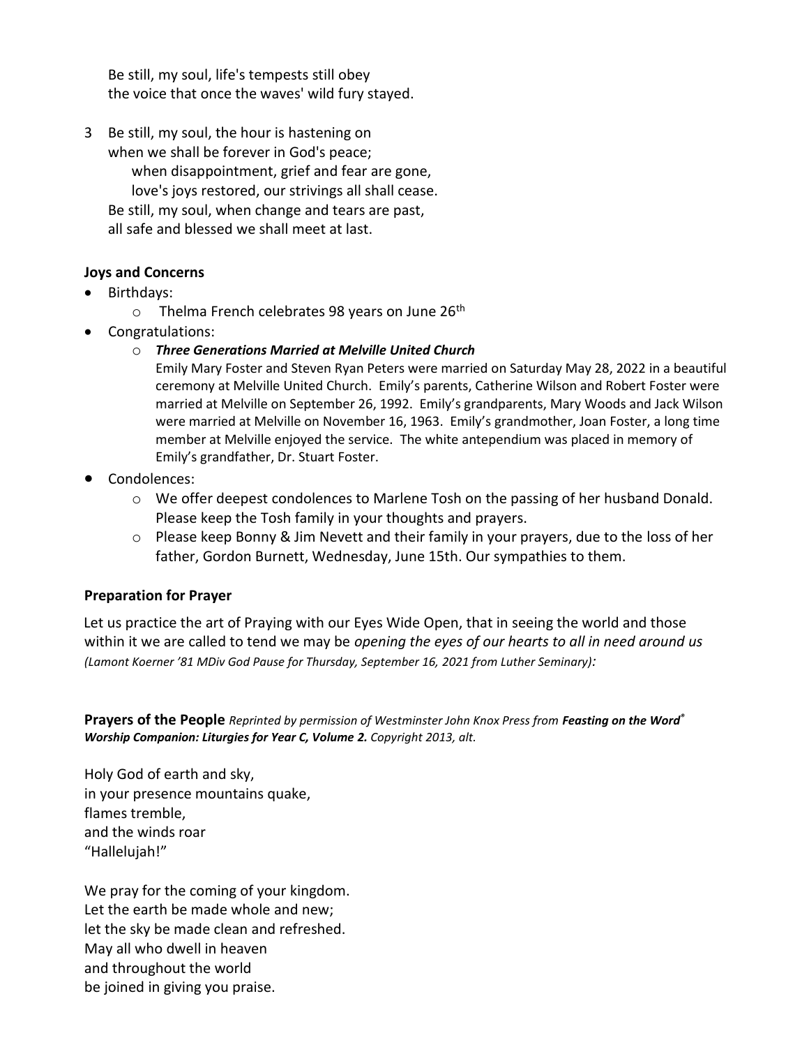Be still, my soul, life's tempests still obey
the voice that once the waves' wild fury stayed.

3 Be still, my soul, the hour is hastening on
when we shall be forever in God's peace;
when disappointment, grief and fear are gone,
love's joys restored, our strivings all shall cease.
Be still, my soul, when change and tears are past,
all safe and blessed we shall meet at last.

**Joys and Concerns**

- Birthdays:
  - Thelma French celebrates 98 years on June 26th
- Congratulations:
  - ***Three Generations Married at Melville United Church***
    Emily Mary Foster and Steven Ryan Peters were married on Saturday May 28, 2022 in a beautiful ceremony at Melville United Church. Emily's parents, Catherine Wilson and Robert Foster were married at Melville on September 26, 1992. Emily's grandparents, Mary Woods and Jack Wilson were married at Melville on November 16, 1963. Emily's grandmother, Joan Foster, a long time member at Melville enjoyed the service. The white antependium was placed in memory of Emily's grandfather, Dr. Stuart Foster.
- Condolences:
  - We offer deepest condolences to Marlene Tosh on the passing of her husband Donald. Please keep the Tosh family in your thoughts and prayers.
  - Please keep Bonny & Jim Nevett and their family in your prayers, due to the loss of her father, Gordon Burnett, Wednesday, June 15th. Our sympathies to them.

**Preparation for Prayer**

Let us practice the art of Praying with our Eyes Wide Open, that in seeing the world and those within it we are called to tend we may be *opening the eyes of our hearts to all in need around us* *(Lamont Koerner '81 MDiv God Pause for Thursday, September 16, 2021 from Luther Seminary):*

**Prayers of the People** *Reprinted by permission of Westminster John Knox Press from* ***Feasting on the Word®*** ***Worship Companion: Liturgies for Year C, Volume 2.*** *Copyright 2013, alt.*

Holy God of earth and sky,
in your presence mountains quake,
flames tremble,
and the winds roar
"Hallelujah!"

We pray for the coming of your kingdom.
Let the earth be made whole and new;
let the sky be made clean and refreshed.
May all who dwell in heaven
and throughout the world
be joined in giving you praise.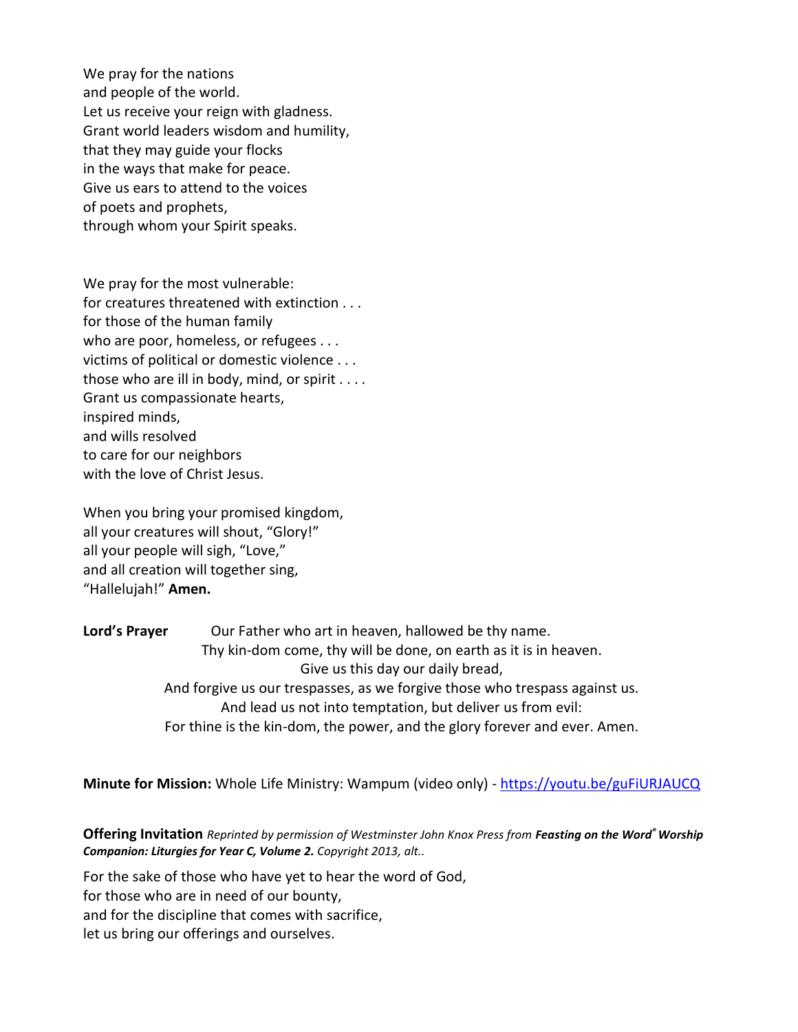We pray for the nations
and people of the world.
Let us receive your reign with gladness.
Grant world leaders wisdom and humility,
that they may guide your flocks
in the ways that make for peace.
Give us ears to attend to the voices
of poets and prophets,
through whom your Spirit speaks.

We pray for the most vulnerable:
for creatures threatened with extinction . . .
for those of the human family
who are poor, homeless, or refugees . . .
victims of political or domestic violence . . .
those who are ill in body, mind, or spirit . . . .
Grant us compassionate hearts,
inspired minds,
and wills resolved
to care for our neighbors
with the love of Christ Jesus.

When you bring your promised kingdom,
all your creatures will shout, "Glory!"
all your people will sigh, "Love,"
and all creation will together sing,
"Hallelujah!" **Amen.**

**Lord's Prayer** Our Father who art in heaven, hallowed be thy name.
Thy kin-dom come, thy will be done, on earth as it is in heaven.
Give us this day our daily bread,
And forgive us our trespasses, as we forgive those who trespass against us.
And lead us not into temptation, but deliver us from evil:
For thine is the kin-dom, the power, and the glory forever and ever. Amen.

**Minute for Mission:** Whole Life Ministry: Wampum (video only) - https://youtu.be/guFiURJAUCQ

**Offering Invitation** *Reprinted by permission of Westminster John Knox Press from **Feasting on the Word® Worship Companion: Liturgies for Year C, Volume 2.** Copyright 2013, alt..*

For the sake of those who have yet to hear the word of God,
for those who are in need of our bounty,
and for the discipline that comes with sacrifice,
let us bring our offerings and ourselves.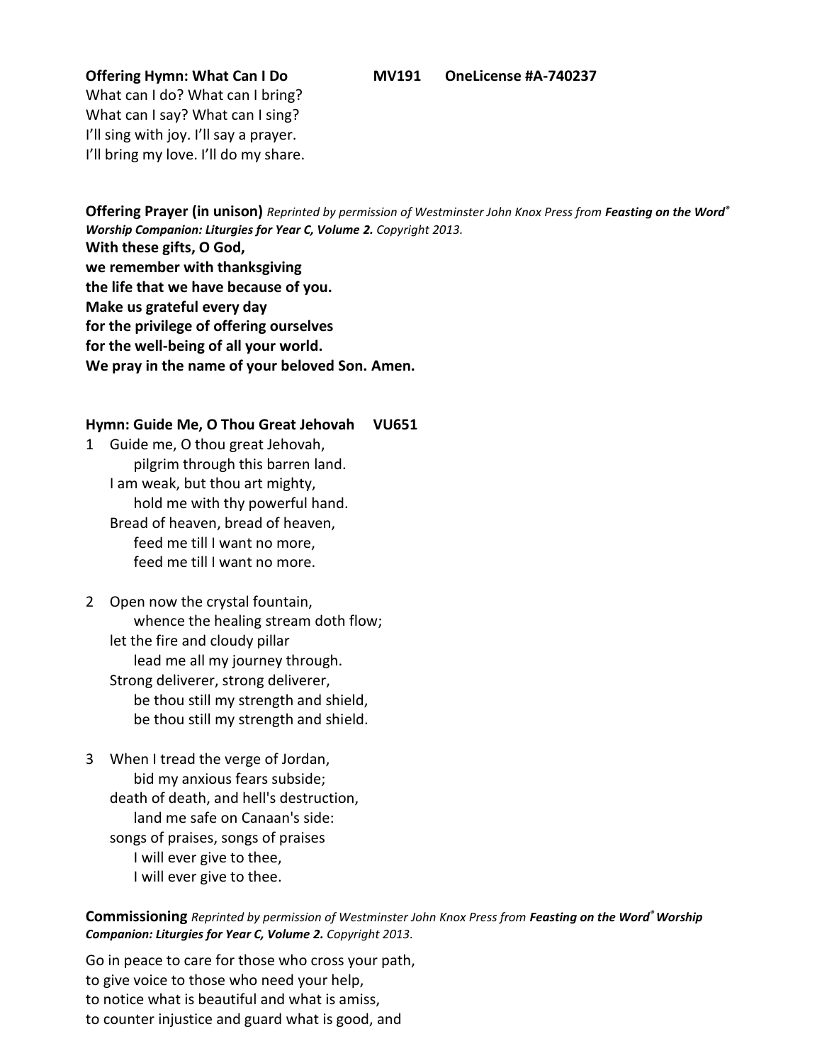**Offering Hymn: What Can I Do MV191 OneLicense #A-740237**

What can I do? What can I bring?
What can I say? What can I sing?
I'll sing with joy. I'll say a prayer.
I'll bring my love. I'll do my share.

**Offering Prayer (in unison)** *Reprinted by permission of Westminster John Knox Press from **Feasting on the Word® Worship Companion: Liturgies for Year C, Volume 2.** Copyright 2013.*

**With these gifts, O God,**
**we remember with thanksgiving**
**the life that we have because of you.**
**Make us grateful every day**
**for the privilege of offering ourselves**
**for the well-being of all your world.**
**We pray in the name of your beloved Son. Amen.**

**Hymn: Guide Me, O Thou Great Jehovah VU651**

1 Guide me, O thou great Jehovah,
 pilgrim through this barren land.
 I am weak, but thou art mighty,
 hold me with thy powerful hand.
 Bread of heaven, bread of heaven,
 feed me till I want no more,
 feed me till I want no more.

2 Open now the crystal fountain,
 whence the healing stream doth flow;
 let the fire and cloudy pillar
 lead me all my journey through.
 Strong deliverer, strong deliverer,
 be thou still my strength and shield,
 be thou still my strength and shield.

3 When I tread the verge of Jordan,
 bid my anxious fears subside;
 death of death, and hell's destruction,
 land me safe on Canaan's side:
 songs of praises, songs of praises
 I will ever give to thee,
 I will ever give to thee.

**Commissioning** *Reprinted by permission of Westminster John Knox Press from **Feasting on the Word® Worship Companion: Liturgies for Year C, Volume 2.** Copyright 2013.*

Go in peace to care for those who cross your path,
to give voice to those who need your help,
to notice what is beautiful and what is amiss,
to counter injustice and guard what is good, and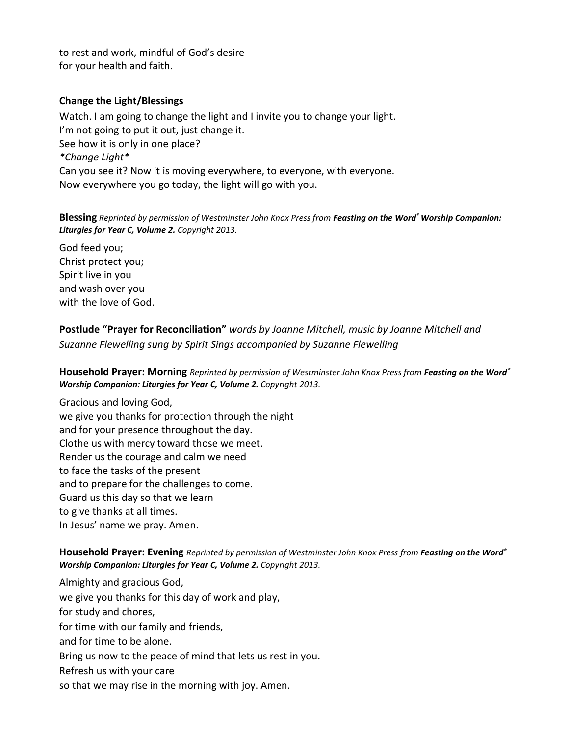to rest and work, mindful of God's desire
for your health and faith.

**Change the Light/Blessings**

Watch. I am going to change the light and I invite you to change your light.
I'm not going to put it out, just change it.
See how it is only in one place?
*\*Change Light\**
Can you see it? Now it is moving everywhere, to everyone, with everyone.
Now everywhere you go today, the light will go with you.

**Blessing** *Reprinted by permission of Westminster John Knox Press from* ***Feasting on the Word® Worship Companion: Liturgies for Year C, Volume 2.*** *Copyright 2013.*

God feed you;
Christ protect you;
Spirit live in you
and wash over you
with the love of God.

**Postlude "Prayer for Reconciliation"** *words by Joanne Mitchell, music by Joanne Mitchell and Suzanne Flewelling sung by Spirit Sings accompanied by Suzanne Flewelling*

**Household Prayer: Morning** *Reprinted by permission of Westminster John Knox Press from* ***Feasting on the Word® Worship Companion: Liturgies for Year C, Volume 2.*** *Copyright 2013.*

Gracious and loving God,
we give you thanks for protection through the night
and for your presence throughout the day.
Clothe us with mercy toward those we meet.
Render us the courage and calm we need
to face the tasks of the present
and to prepare for the challenges to come.
Guard us this day so that we learn
to give thanks at all times.
In Jesus' name we pray. Amen.

**Household Prayer: Evening** *Reprinted by permission of Westminster John Knox Press from* ***Feasting on the Word® Worship Companion: Liturgies for Year C, Volume 2.*** *Copyright 2013.*

Almighty and gracious God,
we give you thanks for this day of work and play,
for study and chores,
for time with our family and friends,
and for time to be alone.
Bring us now to the peace of mind that lets us rest in you.
Refresh us with your care
so that we may rise in the morning with joy. Amen.